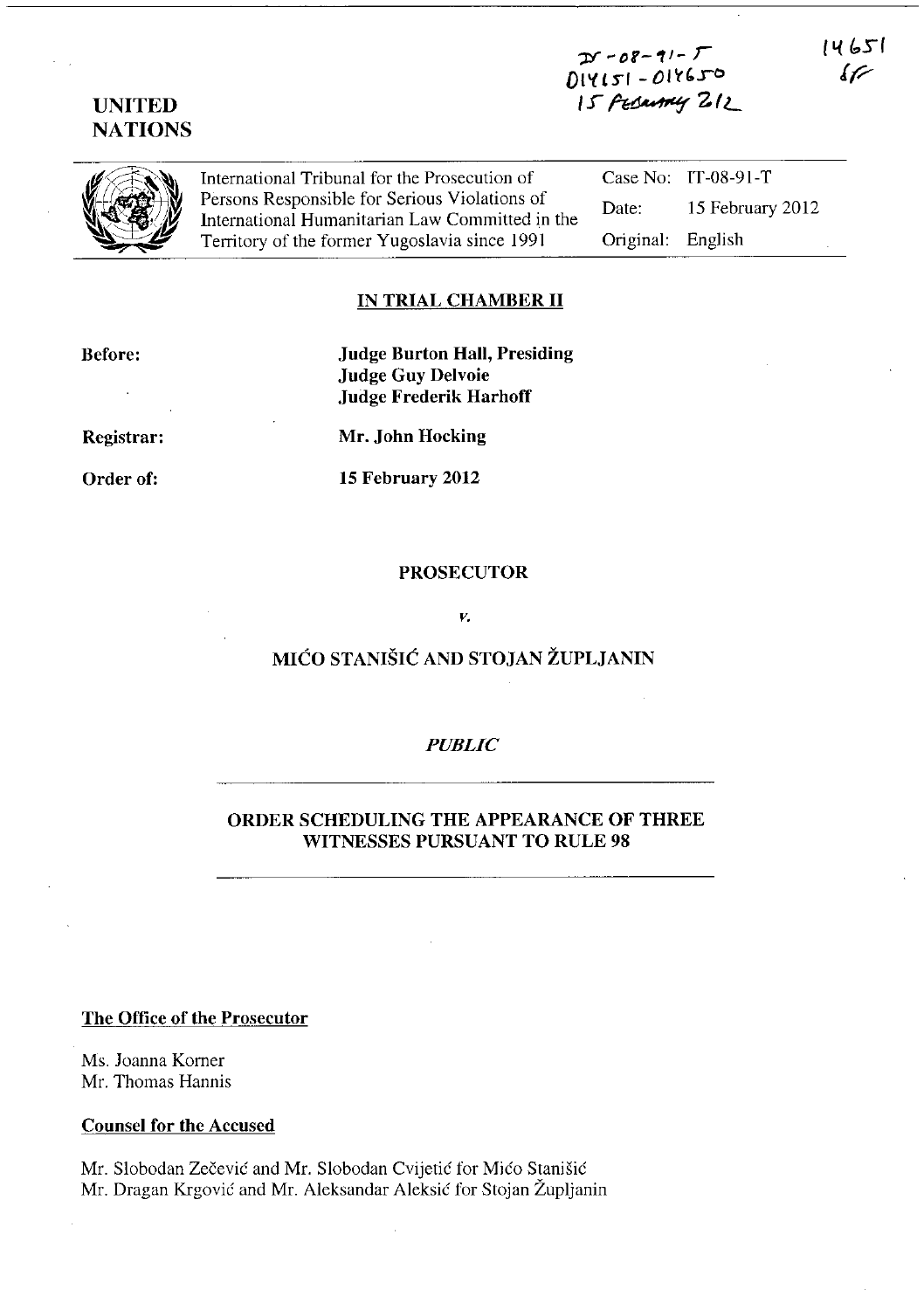IT-08-91-T
D14151 - D14650
15 February 2012

14651
SF

UNITED NATIONS

International Tribunal for the Prosecution of Persons Responsible for Serious Violations of International Humanitarian Law Committed in the Territory of the former Yugoslavia since 1991

| | |
|---|---|
| Case No: | IT-08-91-T |
| Date: | 15 February 2012 |
| Original: | English |

## IN TRIAL CHAMBER II

**Before:** **Judge Burton Hall, Presiding**
**Judge Guy Delvoie**
**Judge Frederik Harhoff**

**Registrar:** **Mr. John Hocking**

**Order of:** **15 February 2012**

**PROSECUTOR**

*v.*

**MIĆO STANIŠIĆ AND STOJAN ŽUPLJANIN**

*PUBLIC*

**ORDER SCHEDULING THE APPEARANCE OF THREE WITNESSES PURSUANT TO RULE 98**

**The Office of the Prosecutor**

Ms. Joanna Korner
Mr. Thomas Hannis

**Counsel for the Accused**

Mr. Slobodan Zečević and Mr. Slobodan Cvijetić for Mićo Stanišić
Mr. Dragan Krgović and Mr. Aleksandar Aleksić for Stojan Župljanin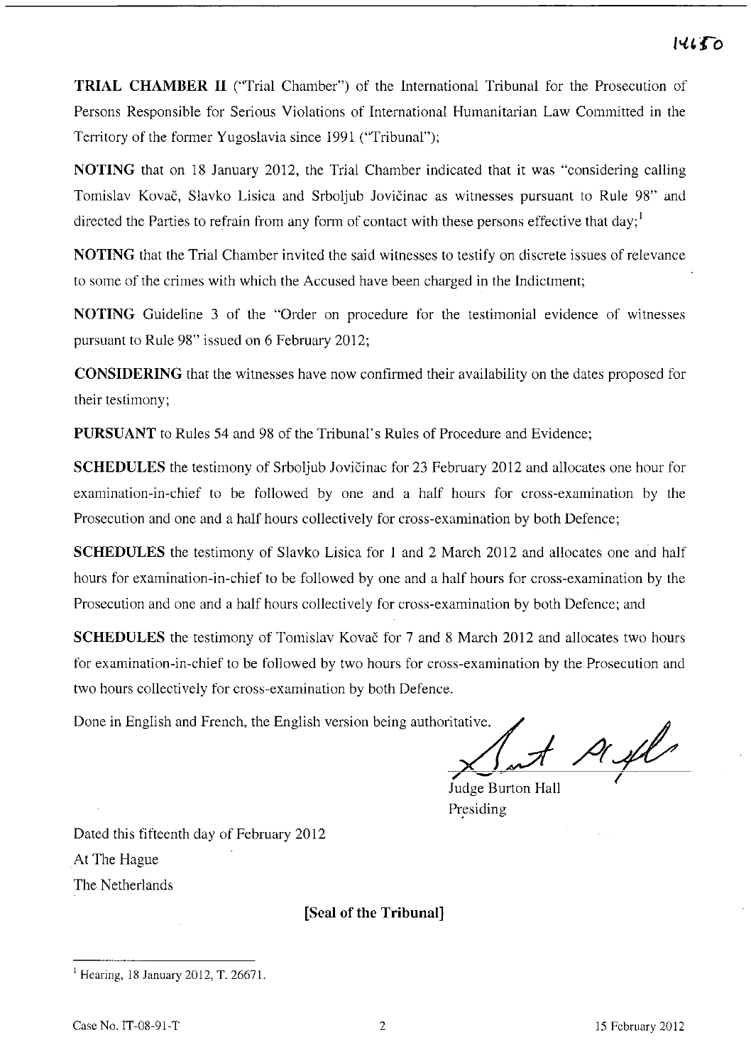**TRIAL CHAMBER II** ("Trial Chamber") of the International Tribunal for the Prosecution of Persons Responsible for Serious Violations of International Humanitarian Law Committed in the Territory of the former Yugoslavia since 1991 ("Tribunal");

**NOTING** that on 18 January 2012, the Trial Chamber indicated that it was "considering calling Tomislav Kovač, Slavko Lisica and Srboljub Jovičinac as witnesses pursuant to Rule 98" and directed the Parties to refrain from any form of contact with these persons effective that day;[1]

**NOTING** that the Trial Chamber invited the said witnesses to testify on discrete issues of relevance to some of the crimes with which the Accused have been charged in the Indictment;

**NOTING** Guideline 3 of the "Order on procedure for the testimonial evidence of witnesses pursuant to Rule 98" issued on 6 February 2012;

**CONSIDERING** that the witnesses have now confirmed their availability on the dates proposed for their testimony;

**PURSUANT** to Rules 54 and 98 of the Tribunal's Rules of Procedure and Evidence;

**SCHEDULES** the testimony of Srboljub Jovičinac for 23 February 2012 and allocates one hour for examination-in-chief to be followed by one and a half hours for cross-examination by the Prosecution and one and a half hours collectively for cross-examination by both Defence;

**SCHEDULES** the testimony of Slavko Lisica for 1 and 2 March 2012 and allocates one and half hours for examination-in-chief to be followed by one and a half hours for cross-examination by the Prosecution and one and a half hours collectively for cross-examination by both Defence; and

**SCHEDULES** the testimony of Tomislav Kovač for 7 and 8 March 2012 and allocates two hours for examination-in-chief to be followed by two hours for cross-examination by the Prosecution and two hours collectively for cross-examination by both Defence.

Done in English and French, the English version being authoritative.

Judge Burton Hall
Presiding

Dated this fifteenth day of February 2012
At The Hague
The Netherlands

**[Seal of the Tribunal]**

---

[1] Hearing, 18 January 2012, T. 26671.